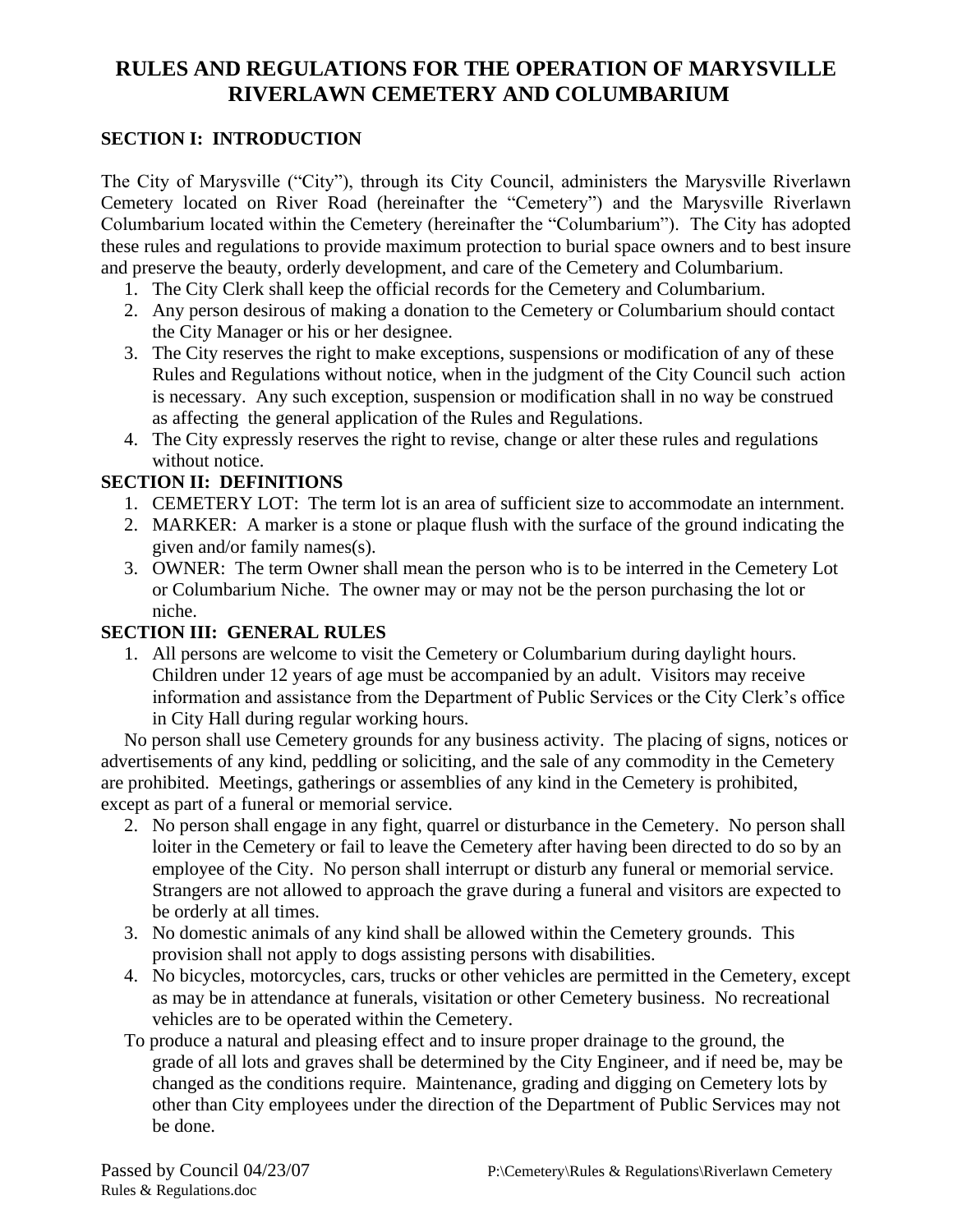# RULES AND REGULATIONS FOR THE OPERATION OF MARYSVILLE RIVERLAWN CEMETERY AND COLUMBARIUM

## SECTION I: INTRODUCTION

The City of Marysville ("City"), through its City Council, administers the Marysville Riverlawn Cemetery located on River Road (hereinafter the "Cemetery") and the Marysville Riverlawn Columbarium located within the Cemetery (hereinafter the "Columbarium"). The City has adopted these rules and regulations to provide maximum protection to burial space owners and to best insure and preserve the beauty, orderly development, and care of the Cemetery and Columbarium.

1. The City Clerk shall keep the official records for the Cemetery and Columbarium.
2. Any person desirous of making a donation to the Cemetery or Columbarium should contact the City Manager or his or her designee.
3. The City reserves the right to make exceptions, suspensions or modification of any of these Rules and Regulations without notice, when in the judgment of the City Council such action is necessary. Any such exception, suspension or modification shall in no way be construed as affecting the general application of the Rules and Regulations.
4. The City expressly reserves the right to revise, change or alter these rules and regulations without notice.

## SECTION II: DEFINITIONS

1. CEMETERY LOT: The term lot is an area of sufficient size to accommodate an internment.
2. MARKER: A marker is a stone or plaque flush with the surface of the ground indicating the given and/or family names(s).
3. OWNER: The term Owner shall mean the person who is to be interred in the Cemetery Lot or Columbarium Niche. The owner may or may not be the person purchasing the lot or niche.

## SECTION III: GENERAL RULES

1. All persons are welcome to visit the Cemetery or Columbarium during daylight hours. Children under 12 years of age must be accompanied by an adult. Visitors may receive information and assistance from the Department of Public Services or the City Clerk's office in City Hall during regular working hours.

No person shall use Cemetery grounds for any business activity. The placing of signs, notices or advertisements of any kind, peddling or soliciting, and the sale of any commodity in the Cemetery are prohibited. Meetings, gatherings or assemblies of any kind in the Cemetery is prohibited, except as part of a funeral or memorial service.

2. No person shall engage in any fight, quarrel or disturbance in the Cemetery. No person shall loiter in the Cemetery or fail to leave the Cemetery after having been directed to do so by an employee of the City. No person shall interrupt or disturb any funeral or memorial service. Strangers are not allowed to approach the grave during a funeral and visitors are expected to be orderly at all times.
3. No domestic animals of any kind shall be allowed within the Cemetery grounds. This provision shall not apply to dogs assisting persons with disabilities.
4. No bicycles, motorcycles, cars, trucks or other vehicles are permitted in the Cemetery, except as may be in attendance at funerals, visitation or other Cemetery business. No recreational vehicles are to be operated within the Cemetery.

To produce a natural and pleasing effect and to insure proper drainage to the ground, the grade of all lots and graves shall be determined by the City Engineer, and if need be, may be changed as the conditions require. Maintenance, grading and digging on Cemetery lots by other than City employees under the direction of the Department of Public Services may not be done.

Passed by Council 04/23/07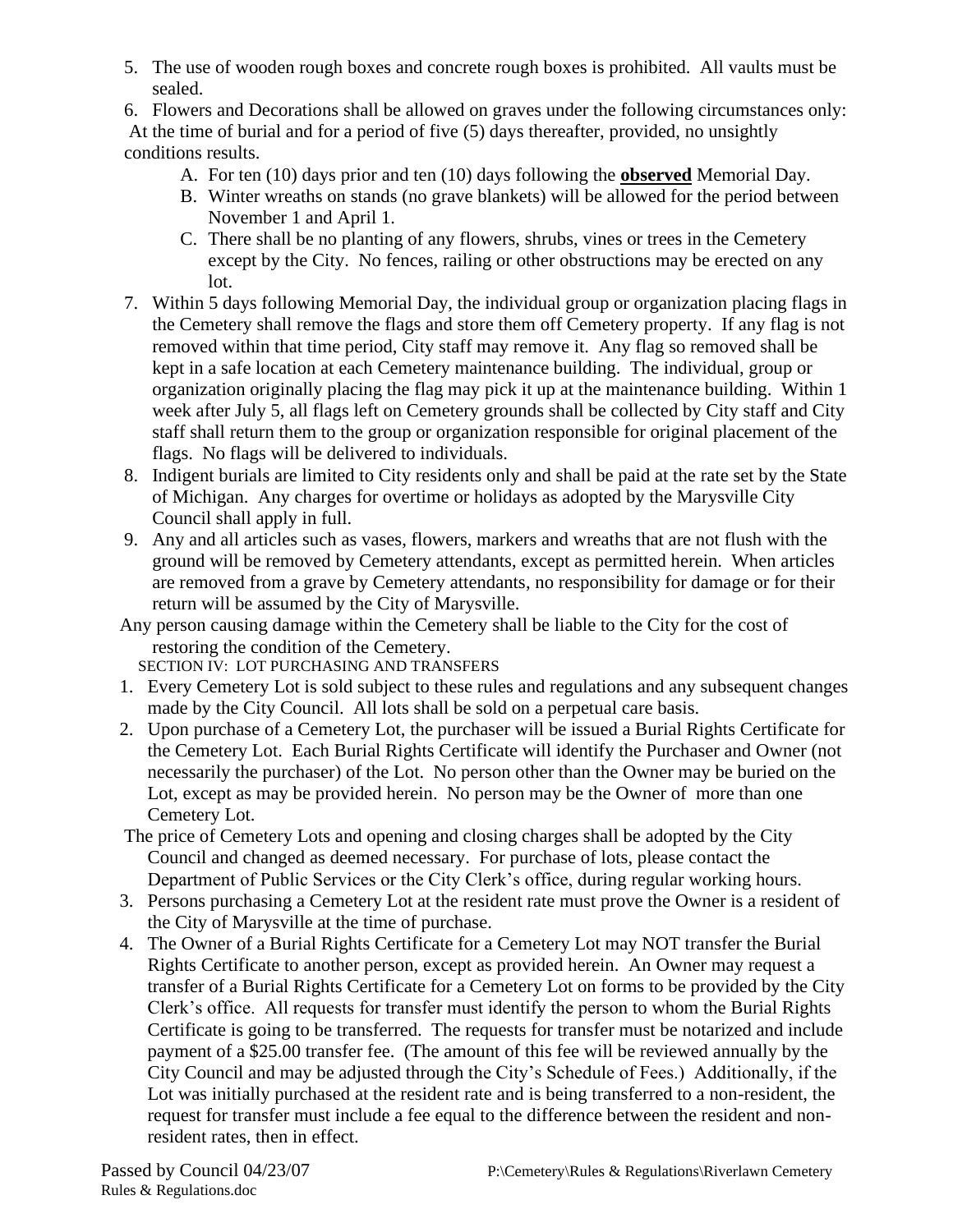5. The use of wooden rough boxes and concrete rough boxes is prohibited. All vaults must be sealed.

6. Flowers and Decorations shall be allowed on graves under the following circumstances only: At the time of burial and for a period of five (5) days thereafter, provided, no unsightly conditions results.

   A. For ten (10) days prior and ten (10) days following the **observed** Memorial Day.
   B. Winter wreaths on stands (no grave blankets) will be allowed for the period between November 1 and April 1.
   C. There shall be no planting of any flowers, shrubs, vines or trees in the Cemetery except by the City. No fences, railing or other obstructions may be erected on any lot.

7. Within 5 days following Memorial Day, the individual group or organization placing flags in the Cemetery shall remove the flags and store them off Cemetery property. If any flag is not removed within that time period, City staff may remove it. Any flag so removed shall be kept in a safe location at each Cemetery maintenance building. The individual, group or organization originally placing the flag may pick it up at the maintenance building. Within 1 week after July 5, all flags left on Cemetery grounds shall be collected by City staff and City staff shall return them to the group or organization responsible for original placement of the flags. No flags will be delivered to individuals.

8. Indigent burials are limited to City residents only and shall be paid at the rate set by the State of Michigan. Any charges for overtime or holidays as adopted by the Marysville City Council shall apply in full.

9. Any and all articles such as vases, flowers, markers and wreaths that are not flush with the ground will be removed by Cemetery attendants, except as permitted herein. When articles are removed from a grave by Cemetery attendants, no responsibility for damage or for their return will be assumed by the City of Marysville.

Any person causing damage within the Cemetery shall be liable to the City for the cost of restoring the condition of the Cemetery.

SECTION IV: LOT PURCHASING AND TRANSFERS

1. Every Cemetery Lot is sold subject to these rules and regulations and any subsequent changes made by the City Council. All lots shall be sold on a perpetual care basis.

2. Upon purchase of a Cemetery Lot, the purchaser will be issued a Burial Rights Certificate for the Cemetery Lot. Each Burial Rights Certificate will identify the Purchaser and Owner (not necessarily the purchaser) of the Lot. No person other than the Owner may be buried on the Lot, except as may be provided herein. No person may be the Owner of more than one Cemetery Lot.

The price of Cemetery Lots and opening and closing charges shall be adopted by the City Council and changed as deemed necessary. For purchase of lots, please contact the Department of Public Services or the City Clerk's office, during regular working hours.

3. Persons purchasing a Cemetery Lot at the resident rate must prove the Owner is a resident of the City of Marysville at the time of purchase.

4. The Owner of a Burial Rights Certificate for a Cemetery Lot may NOT transfer the Burial Rights Certificate to another person, except as provided herein. An Owner may request a transfer of a Burial Rights Certificate for a Cemetery Lot on forms to be provided by the City Clerk's office. All requests for transfer must identify the person to whom the Burial Rights Certificate is going to be transferred. The requests for transfer must be notarized and include payment of a $25.00 transfer fee. (The amount of this fee will be reviewed annually by the City Council and may be adjusted through the City's Schedule of Fees.) Additionally, if the Lot was initially purchased at the resident rate and is being transferred to a non-resident, the request for transfer must include a fee equal to the difference between the resident and non-resident rates, then in effect.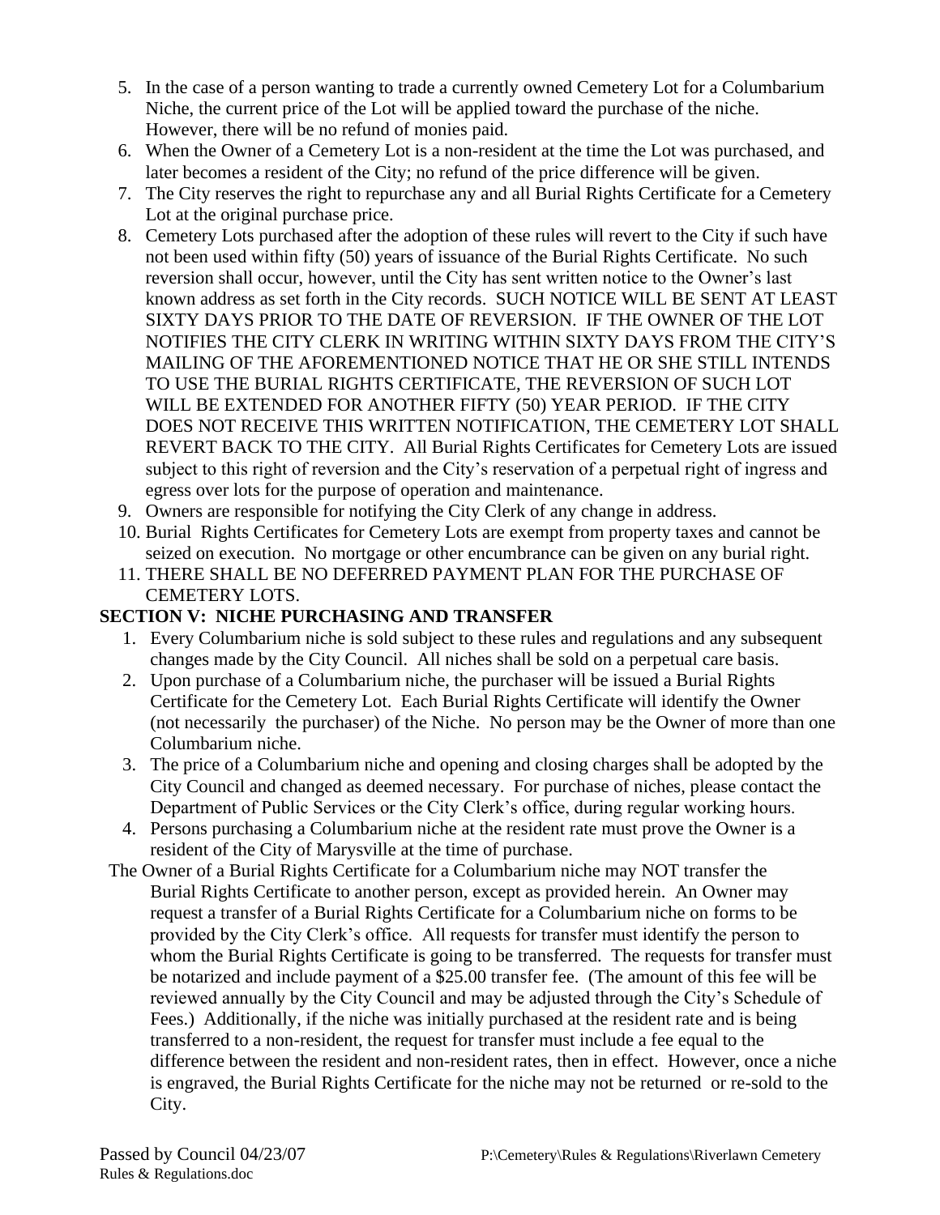5. In the case of a person wanting to trade a currently owned Cemetery Lot for a Columbarium Niche, the current price of the Lot will be applied toward the purchase of the niche. However, there will be no refund of monies paid.
6. When the Owner of a Cemetery Lot is a non-resident at the time the Lot was purchased, and later becomes a resident of the City; no refund of the price difference will be given.
7. The City reserves the right to repurchase any and all Burial Rights Certificate for a Cemetery Lot at the original purchase price.
8. Cemetery Lots purchased after the adoption of these rules will revert to the City if such have not been used within fifty (50) years of issuance of the Burial Rights Certificate. No such reversion shall occur, however, until the City has sent written notice to the Owner's last known address as set forth in the City records. SUCH NOTICE WILL BE SENT AT LEAST SIXTY DAYS PRIOR TO THE DATE OF REVERSION. IF THE OWNER OF THE LOT NOTIFIES THE CITY CLERK IN WRITING WITHIN SIXTY DAYS FROM THE CITY'S MAILING OF THE AFOREMENTIONED NOTICE THAT HE OR SHE STILL INTENDS TO USE THE BURIAL RIGHTS CERTIFICATE, THE REVERSION OF SUCH LOT WILL BE EXTENDED FOR ANOTHER FIFTY (50) YEAR PERIOD. IF THE CITY DOES NOT RECEIVE THIS WRITTEN NOTIFICATION, THE CEMETERY LOT SHALL REVERT BACK TO THE CITY. All Burial Rights Certificates for Cemetery Lots are issued subject to this right of reversion and the City's reservation of a perpetual right of ingress and egress over lots for the purpose of operation and maintenance.
9. Owners are responsible for notifying the City Clerk of any change in address.
10. Burial Rights Certificates for Cemetery Lots are exempt from property taxes and cannot be seized on execution. No mortgage or other encumbrance can be given on any burial right.
11. THERE SHALL BE NO DEFERRED PAYMENT PLAN FOR THE PURCHASE OF CEMETERY LOTS.

**SECTION V: NICHE PURCHASING AND TRANSFER**

1. Every Columbarium niche is sold subject to these rules and regulations and any subsequent changes made by the City Council. All niches shall be sold on a perpetual care basis.
2. Upon purchase of a Columbarium niche, the purchaser will be issued a Burial Rights Certificate for the Cemetery Lot. Each Burial Rights Certificate will identify the Owner (not necessarily the purchaser) of the Niche. No person may be the Owner of more than one Columbarium niche.
3. The price of a Columbarium niche and opening and closing charges shall be adopted by the City Council and changed as deemed necessary. For purchase of niches, please contact the Department of Public Services or the City Clerk's office, during regular working hours.
4. Persons purchasing a Columbarium niche at the resident rate must prove the Owner is a resident of the City of Marysville at the time of purchase.

The Owner of a Burial Rights Certificate for a Columbarium niche may NOT transfer the Burial Rights Certificate to another person, except as provided herein. An Owner may request a transfer of a Burial Rights Certificate for a Columbarium niche on forms to be provided by the City Clerk's office. All requests for transfer must identify the person to whom the Burial Rights Certificate is going to be transferred. The requests for transfer must be notarized and include payment of a $25.00 transfer fee. (The amount of this fee will be reviewed annually by the City Council and may be adjusted through the City's Schedule of Fees.) Additionally, if the niche was initially purchased at the resident rate and is being transferred to a non-resident, the request for transfer must include a fee equal to the difference between the resident and non-resident rates, then in effect. However, once a niche is engraved, the Burial Rights Certificate for the niche may not be returned or re-sold to the City.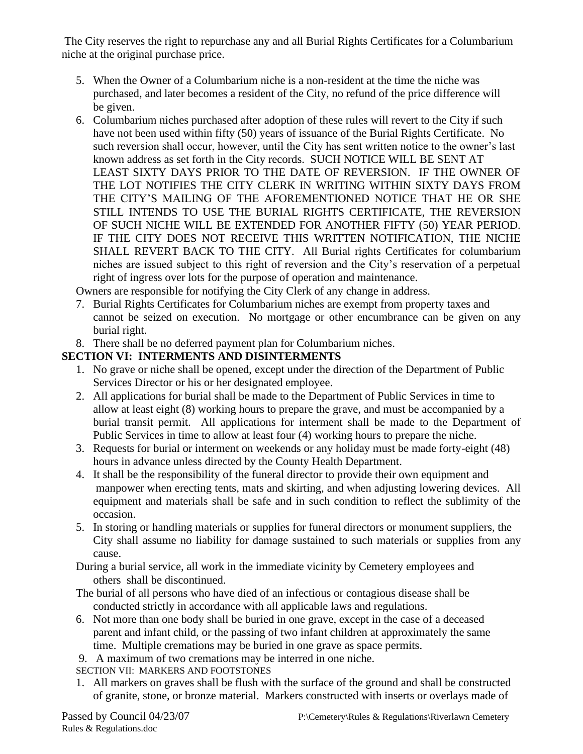The City reserves the right to repurchase any and all Burial Rights Certificates for a Columbarium niche at the original purchase price.

5. When the Owner of a Columbarium niche is a non-resident at the time the niche was purchased, and later becomes a resident of the City, no refund of the price difference will be given.
6. Columbarium niches purchased after adoption of these rules will revert to the City if such have not been used within fifty (50) years of issuance of the Burial Rights Certificate. No such reversion shall occur, however, until the City has sent written notice to the owner's last known address as set forth in the City records. SUCH NOTICE WILL BE SENT AT LEAST SIXTY DAYS PRIOR TO THE DATE OF REVERSION. IF THE OWNER OF THE LOT NOTIFIES THE CITY CLERK IN WRITING WITHIN SIXTY DAYS FROM THE CITY'S MAILING OF THE AFOREMENTIONED NOTICE THAT HE OR SHE STILL INTENDS TO USE THE BURIAL RIGHTS CERTIFICATE, THE REVERSION OF SUCH NICHE WILL BE EXTENDED FOR ANOTHER FIFTY (50) YEAR PERIOD. IF THE CITY DOES NOT RECEIVE THIS WRITTEN NOTIFICATION, THE NICHE SHALL REVERT BACK TO THE CITY. All Burial rights Certificates for columbarium niches are issued subject to this right of reversion and the City's reservation of a perpetual right of ingress over lots for the purpose of operation and maintenance.

Owners are responsible for notifying the City Clerk of any change in address.

7. Burial Rights Certificates for Columbarium niches are exempt from property taxes and cannot be seized on execution. No mortgage or other encumbrance can be given on any burial right.
8. There shall be no deferred payment plan for Columbarium niches.

**SECTION VI: INTERMENTS AND DISINTERMENTS**

1. No grave or niche shall be opened, except under the direction of the Department of Public Services Director or his or her designated employee.
2. All applications for burial shall be made to the Department of Public Services in time to allow at least eight (8) working hours to prepare the grave, and must be accompanied by a burial transit permit. All applications for interment shall be made to the Department of Public Services in time to allow at least four (4) working hours to prepare the niche.
3. Requests for burial or interment on weekends or any holiday must be made forty-eight (48) hours in advance unless directed by the County Health Department.
4. It shall be the responsibility of the funeral director to provide their own equipment and manpower when erecting tents, mats and skirting, and when adjusting lowering devices. All equipment and materials shall be safe and in such condition to reflect the sublimity of the occasion.
5. In storing or handling materials or supplies for funeral directors or monument suppliers, the City shall assume no liability for damage sustained to such materials or supplies from any cause.

During a burial service, all work in the immediate vicinity by Cemetery employees and others shall be discontinued.

The burial of all persons who have died of an infectious or contagious disease shall be conducted strictly in accordance with all applicable laws and regulations.

6. Not more than one body shall be buried in one grave, except in the case of a deceased parent and infant child, or the passing of two infant children at approximately the same time. Multiple cremations may be buried in one grave as space permits.

9. A maximum of two cremations may be interred in one niche.

SECTION VII: MARKERS AND FOOTSTONES

1. All markers on graves shall be flush with the surface of the ground and shall be constructed of granite, stone, or bronze material. Markers constructed with inserts or overlays made of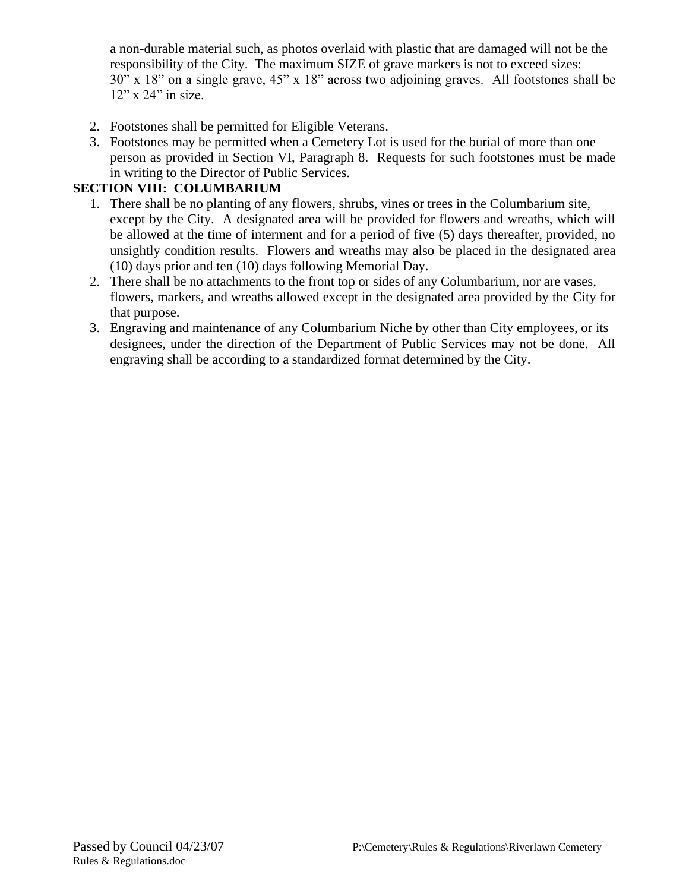a non-durable material such, as photos overlaid with plastic that are damaged will not be the responsibility of the City. The maximum SIZE of grave markers is not to exceed sizes: 30" x 18" on a single grave, 45" x 18" across two adjoining graves. All footstones shall be 12" x 24" in size.

2. Footstones shall be permitted for Eligible Veterans.
3. Footstones may be permitted when a Cemetery Lot is used for the burial of more than one person as provided in Section VI, Paragraph 8. Requests for such footstones must be made in writing to the Director of Public Services.

**SECTION VIII: COLUMBARIUM**

1. There shall be no planting of any flowers, shrubs, vines or trees in the Columbarium site, except by the City. A designated area will be provided for flowers and wreaths, which will be allowed at the time of interment and for a period of five (5) days thereafter, provided, no unsightly condition results. Flowers and wreaths may also be placed in the designated area (10) days prior and ten (10) days following Memorial Day.
2. There shall be no attachments to the front top or sides of any Columbarium, nor are vases, flowers, markers, and wreaths allowed except in the designated area provided by the City for that purpose.
3. Engraving and maintenance of any Columbarium Niche by other than City employees, or its designees, under the direction of the Department of Public Services may not be done. All engraving shall be according to a standardized format determined by the City.